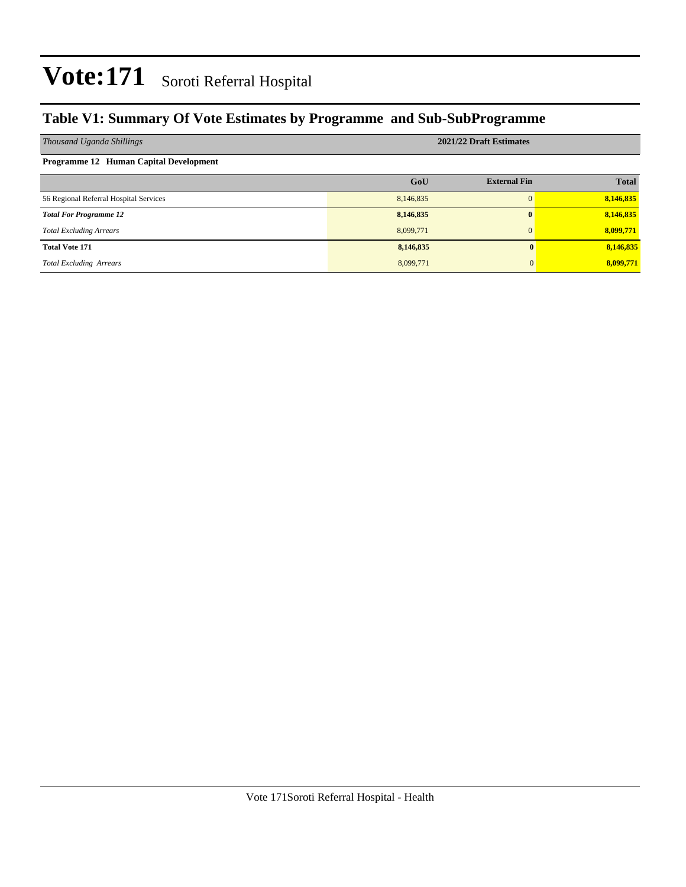# Vote:171 Soroti Referral Hospital

## Table V1: Summary Of Vote Estimates by Programme and Sub-SubProgramme

| *Thousand Uganda Shillings* | 2021/22 Draft Estimates | | |
|---|---|---|---|
| **Programme 12 Human Capital Development** | | | |
| | **GoU** | **External Fin** | **Total** |
| 56 Regional Referral Hospital Services | 8,146,835 | 0 | **8,146,835** |
| ***Total For Programme 12*** | **8,146,835** | **0** | **8,146,835** |
| *Total Excluding Arrears* | 8,099,771 | 0 | **8,099,771** |
| **Total Vote 171** | **8,146,835** | **0** | **8,146,835** |
| *Total Excluding Arrears* | 8,099,771 | 0 | **8,099,771** |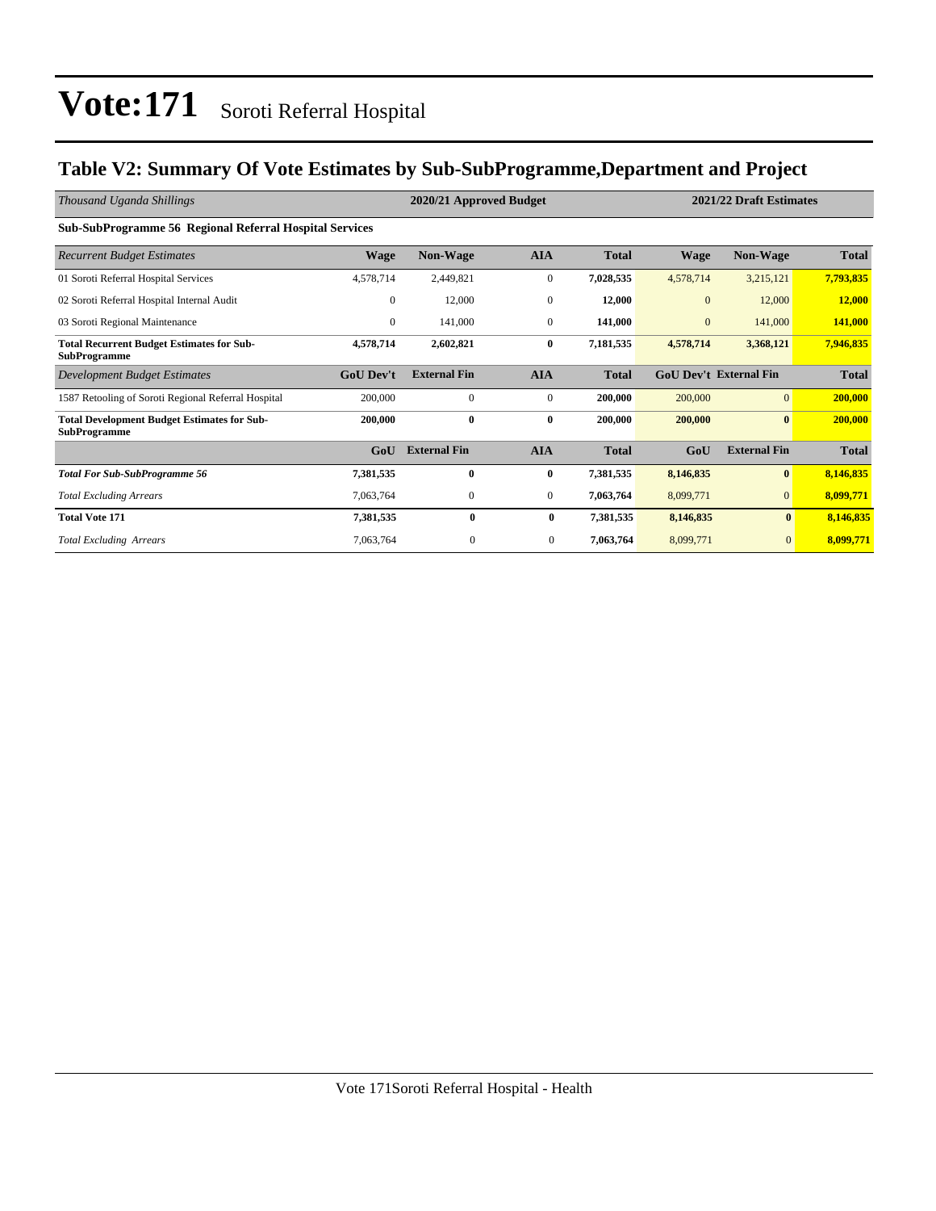# Vote:171 Soroti Referral Hospital

## Table V2: Summary Of Vote Estimates by Sub-SubProgramme,Department and Project

| *Thousand Uganda Shillings* | 2020/21 Approved Budget | | | | 2021/22 Draft Estimates | | |
|---|---|---|---|---|---|---|---|
| **Sub-SubProgramme 56 Regional Referral Hospital Services** | | | | | | | |
| *Recurrent Budget Estimates* | **Wage** | **Non-Wage** | **AIA** | **Total** | **Wage** | **Non-Wage** | **Total** |
| 01 Soroti Referral Hospital Services | 4,578,714 | 2,449,821 | 0 | **7,028,535** | 4,578,714 | 3,215,121 | **7,793,835** |
| 02 Soroti Referral Hospital Internal Audit | 0 | 12,000 | 0 | **12,000** | 0 | 12,000 | **12,000** |
| 03 Soroti Regional Maintenance | 0 | 141,000 | 0 | **141,000** | 0 | 141,000 | **141,000** |
| **Total Recurrent Budget Estimates for Sub-SubProgramme** | **4,578,714** | **2,602,821** | **0** | **7,181,535** | **4,578,714** | **3,368,121** | **7,946,835** |
| *Development Budget Estimates* | **GoU Dev't** | **External Fin** | **AIA** | **Total** | **GoU Dev't** | **External Fin** | **Total** |
| 1587 Retooling of Soroti Regional Referral Hospital | 200,000 | 0 | 0 | **200,000** | 200,000 | 0 | **200,000** |
| **Total Development Budget Estimates for Sub-SubProgramme** | **200,000** | **0** | **0** | **200,000** | **200,000** | **0** | **200,000** |
| | **GoU** | **External Fin** | **AIA** | **Total** | **GoU** | **External Fin** | **Total** |
| ***Total For Sub-SubProgramme 56*** | **7,381,535** | **0** | **0** | **7,381,535** | **8,146,835** | **0** | **8,146,835** |
| *Total Excluding Arrears* | 7,063,764 | 0 | 0 | **7,063,764** | 8,099,771 | 0 | **8,099,771** |
| **Total Vote 171** | **7,381,535** | **0** | **0** | **7,381,535** | **8,146,835** | **0** | **8,146,835** |
| *Total Excluding Arrears* | 7,063,764 | 0 | 0 | **7,063,764** | 8,099,771 | 0 | **8,099,771** |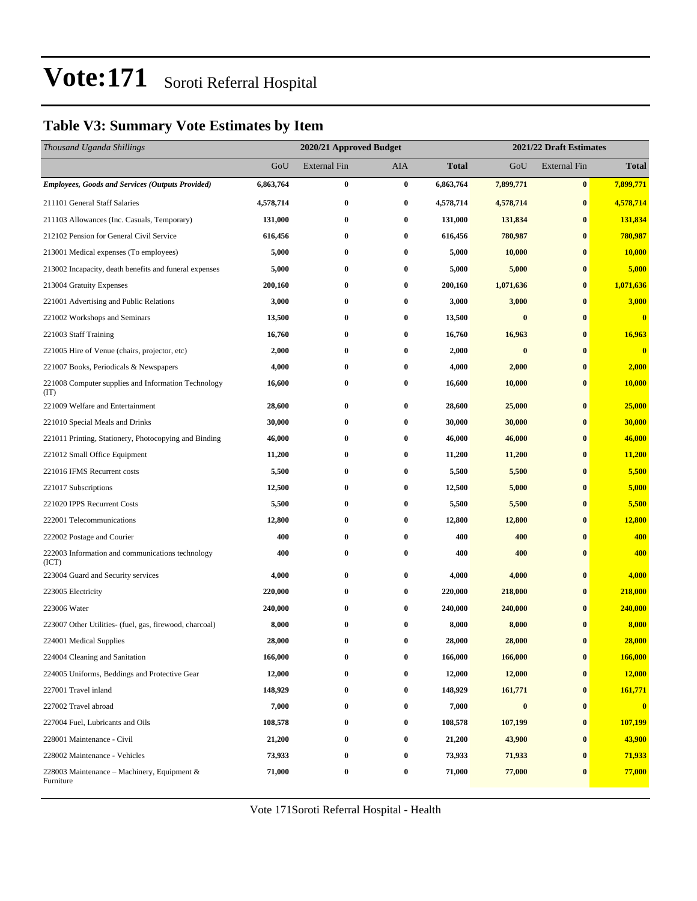# Vote:171 Soroti Referral Hospital

## Table V3: Summary Vote Estimates by Item

| *Thousand Uganda Shillings* | 2020/21 Approved Budget | | | | 2021/22 Draft Estimates | | |
|---|---|---|---|---|---|---|---|
| | GoU | External Fin | AIA | **Total** | GoU | External Fin | **Total** |
| ***Employees, Goods and Services (Outputs Provided)*** | **6,863,764** | **0** | **0** | **6,863,764** | **7,899,771** | **0** | **7,899,771** |
| 211101 General Staff Salaries | **4,578,714** | **0** | **0** | **4,578,714** | **4,578,714** | **0** | **4,578,714** |
| 211103 Allowances (Inc. Casuals, Temporary) | **131,000** | **0** | **0** | **131,000** | **131,834** | **0** | **131,834** |
| 212102 Pension for General Civil Service | **616,456** | **0** | **0** | **616,456** | **780,987** | **0** | **780,987** |
| 213001 Medical expenses (To employees) | **5,000** | **0** | **0** | **5,000** | **10,000** | **0** | **10,000** |
| 213002 Incapacity, death benefits and funeral expenses | **5,000** | **0** | **0** | **5,000** | **5,000** | **0** | **5,000** |
| 213004 Gratuity Expenses | **200,160** | **0** | **0** | **200,160** | **1,071,636** | **0** | **1,071,636** |
| 221001 Advertising and Public Relations | **3,000** | **0** | **0** | **3,000** | **3,000** | **0** | **3,000** |
| 221002 Workshops and Seminars | **13,500** | **0** | **0** | **13,500** | **0** | **0** | **0** |
| 221003 Staff Training | **16,760** | **0** | **0** | **16,760** | **16,963** | **0** | **16,963** |
| 221005 Hire of Venue (chairs, projector, etc) | **2,000** | **0** | **0** | **2,000** | **0** | **0** | **0** |
| 221007 Books, Periodicals & Newspapers | **4,000** | **0** | **0** | **4,000** | **2,000** | **0** | **2,000** |
| 221008 Computer supplies and Information Technology (IT) | **16,600** | **0** | **0** | **16,600** | **10,000** | **0** | **10,000** |
| 221009 Welfare and Entertainment | **28,600** | **0** | **0** | **28,600** | **25,000** | **0** | **25,000** |
| 221010 Special Meals and Drinks | **30,000** | **0** | **0** | **30,000** | **30,000** | **0** | **30,000** |
| 221011 Printing, Stationery, Photocopying and Binding | **46,000** | **0** | **0** | **46,000** | **46,000** | **0** | **46,000** |
| 221012 Small Office Equipment | **11,200** | **0** | **0** | **11,200** | **11,200** | **0** | **11,200** |
| 221016 IFMS Recurrent costs | **5,500** | **0** | **0** | **5,500** | **5,500** | **0** | **5,500** |
| 221017 Subscriptions | **12,500** | **0** | **0** | **12,500** | **5,000** | **0** | **5,000** |
| 221020 IPPS Recurrent Costs | **5,500** | **0** | **0** | **5,500** | **5,500** | **0** | **5,500** |
| 222001 Telecommunications | **12,800** | **0** | **0** | **12,800** | **12,800** | **0** | **12,800** |
| 222002 Postage and Courier | **400** | **0** | **0** | **400** | **400** | **0** | **400** |
| 222003 Information and communications technology (ICT) | **400** | **0** | **0** | **400** | **400** | **0** | **400** |
| 223004 Guard and Security services | **4,000** | **0** | **0** | **4,000** | **4,000** | **0** | **4,000** |
| 223005 Electricity | **220,000** | **0** | **0** | **220,000** | **218,000** | **0** | **218,000** |
| 223006 Water | **240,000** | **0** | **0** | **240,000** | **240,000** | **0** | **240,000** |
| 223007 Other Utilities- (fuel, gas, firewood, charcoal) | **8,000** | **0** | **0** | **8,000** | **8,000** | **0** | **8,000** |
| 224001 Medical Supplies | **28,000** | **0** | **0** | **28,000** | **28,000** | **0** | **28,000** |
| 224004 Cleaning and Sanitation | **166,000** | **0** | **0** | **166,000** | **166,000** | **0** | **166,000** |
| 224005 Uniforms, Beddings and Protective Gear | **12,000** | **0** | **0** | **12,000** | **12,000** | **0** | **12,000** |
| 227001 Travel inland | **148,929** | **0** | **0** | **148,929** | **161,771** | **0** | **161,771** |
| 227002 Travel abroad | **7,000** | **0** | **0** | **7,000** | **0** | **0** | **0** |
| 227004 Fuel, Lubricants and Oils | **108,578** | **0** | **0** | **108,578** | **107,199** | **0** | **107,199** |
| 228001 Maintenance - Civil | **21,200** | **0** | **0** | **21,200** | **43,900** | **0** | **43,900** |
| 228002 Maintenance - Vehicles | **73,933** | **0** | **0** | **73,933** | **71,933** | **0** | **71,933** |
| 228003 Maintenance – Machinery, Equipment & Furniture | **71,000** | **0** | **0** | **71,000** | **77,000** | **0** | **77,000** |

Vote 171Soroti Referral Hospital - Health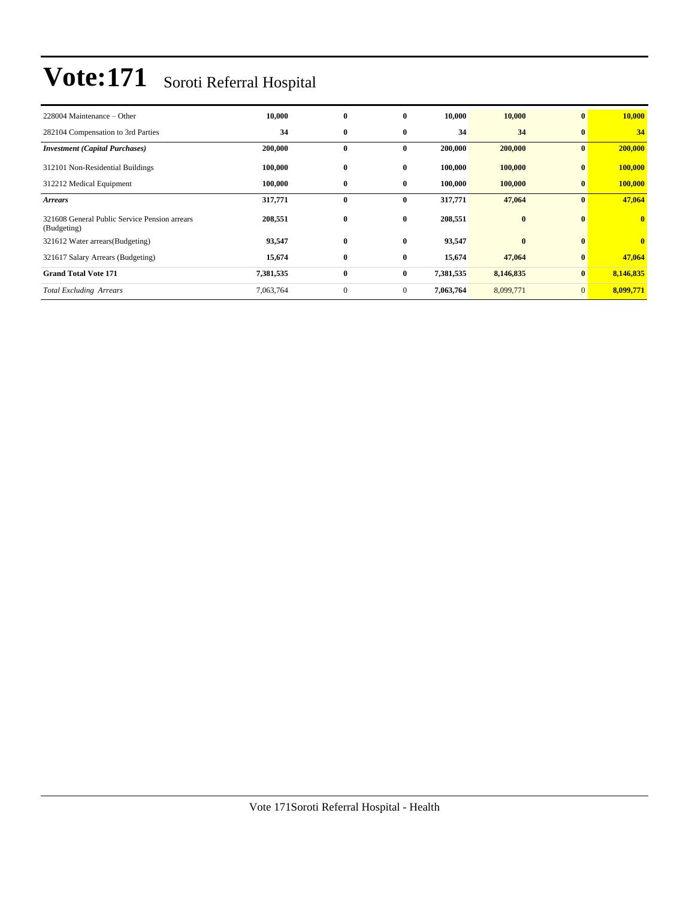# Vote:171 Soroti Referral Hospital

| | | | | | | | |
|---|---|---|---|---|---|---|---|
| 228004 Maintenance – Other | **10,000** | **0** | **0** | **10,000** | **10,000** | **0** | **10,000** |
| 282104 Compensation to 3rd Parties | **34** | **0** | **0** | **34** | **34** | **0** | **34** |
| ***Investment (Capital Purchases)*** | **200,000** | **0** | **0** | **200,000** | **200,000** | **0** | **200,000** |
| 312101 Non-Residential Buildings | **100,000** | **0** | **0** | **100,000** | **100,000** | **0** | **100,000** |
| 312212 Medical Equipment | **100,000** | **0** | **0** | **100,000** | **100,000** | **0** | **100,000** |
| ***Arrears*** | **317,771** | **0** | **0** | **317,771** | **47,064** | **0** | **47,064** |
| 321608 General Public Service Pension arrears (Budgeting) | **208,551** | **0** | **0** | **208,551** | **0** | **0** | **0** |
| 321612 Water arrears(Budgeting) | **93,547** | **0** | **0** | **93,547** | **0** | **0** | **0** |
| 321617 Salary Arrears (Budgeting) | **15,674** | **0** | **0** | **15,674** | **47,064** | **0** | **47,064** |
| **Grand Total Vote 171** | **7,381,535** | **0** | **0** | **7,381,535** | **8,146,835** | **0** | **8,146,835** |
| *Total Excluding Arrears* | 7,063,764 | 0 | 0 | **7,063,764** | 8,099,771 | 0 | **8,099,771** |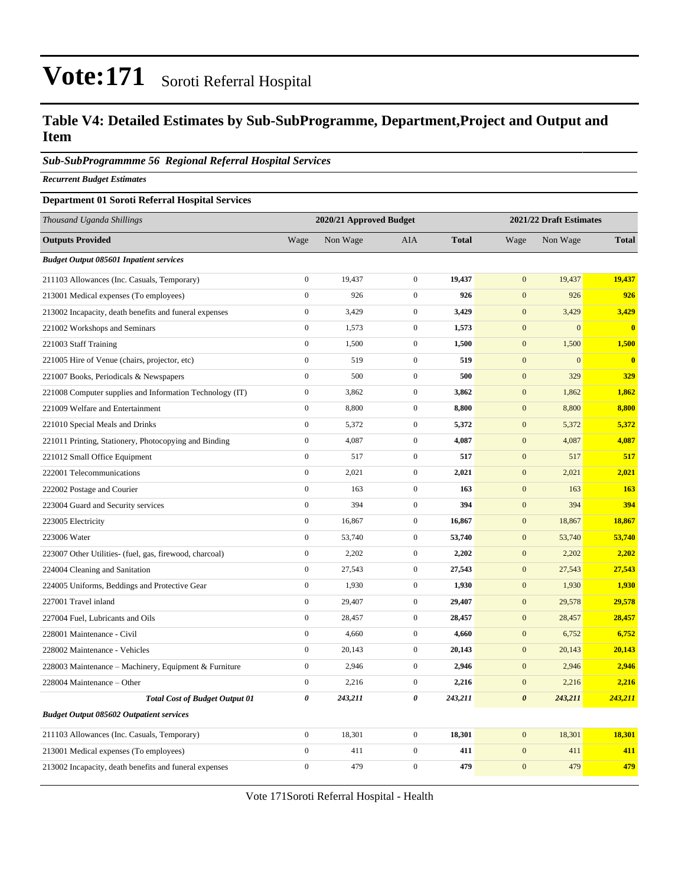# Vote:171 Soroti Referral Hospital

## Table V4: Detailed Estimates by Sub-SubProgramme, Department,Project and Output and Item

### *Sub-SubProgrammme 56 Regional Referral Hospital Services*

***Recurrent Budget Estimates***

**Department 01 Soroti Referral Hospital Services**

| *Thousand Uganda Shillings* | 2020/21 Approved Budget | | | | 2021/22 Draft Estimates | | |
|---|---|---|---|---|---|---|---|
| **Outputs Provided** | Wage | Non Wage | AIA | **Total** | Wage | Non Wage | **Total** |
| ***Budget Output 085601 Inpatient services*** | | | | | | | |
| 211103 Allowances (Inc. Casuals, Temporary) | 0 | 19,437 | 0 | **19,437** | 0 | 19,437 | **19,437** |
| 213001 Medical expenses (To employees) | 0 | 926 | 0 | **926** | 0 | 926 | **926** |
| 213002 Incapacity, death benefits and funeral expenses | 0 | 3,429 | 0 | **3,429** | 0 | 3,429 | **3,429** |
| 221002 Workshops and Seminars | 0 | 1,573 | 0 | **1,573** | 0 | 0 | **0** |
| 221003 Staff Training | 0 | 1,500 | 0 | **1,500** | 0 | 1,500 | **1,500** |
| 221005 Hire of Venue (chairs, projector, etc) | 0 | 519 | 0 | **519** | 0 | 0 | **0** |
| 221007 Books, Periodicals & Newspapers | 0 | 500 | 0 | **500** | 0 | 329 | **329** |
| 221008 Computer supplies and Information Technology (IT) | 0 | 3,862 | 0 | **3,862** | 0 | 1,862 | **1,862** |
| 221009 Welfare and Entertainment | 0 | 8,800 | 0 | **8,800** | 0 | 8,800 | **8,800** |
| 221010 Special Meals and Drinks | 0 | 5,372 | 0 | **5,372** | 0 | 5,372 | **5,372** |
| 221011 Printing, Stationery, Photocopying and Binding | 0 | 4,087 | 0 | **4,087** | 0 | 4,087 | **4,087** |
| 221012 Small Office Equipment | 0 | 517 | 0 | **517** | 0 | 517 | **517** |
| 222001 Telecommunications | 0 | 2,021 | 0 | **2,021** | 0 | 2,021 | **2,021** |
| 222002 Postage and Courier | 0 | 163 | 0 | **163** | 0 | 163 | **163** |
| 223004 Guard and Security services | 0 | 394 | 0 | **394** | 0 | 394 | **394** |
| 223005 Electricity | 0 | 16,867 | 0 | **16,867** | 0 | 18,867 | **18,867** |
| 223006 Water | 0 | 53,740 | 0 | **53,740** | 0 | 53,740 | **53,740** |
| 223007 Other Utilities- (fuel, gas, firewood, charcoal) | 0 | 2,202 | 0 | **2,202** | 0 | 2,202 | **2,202** |
| 224004 Cleaning and Sanitation | 0 | 27,543 | 0 | **27,543** | 0 | 27,543 | **27,543** |
| 224005 Uniforms, Beddings and Protective Gear | 0 | 1,930 | 0 | **1,930** | 0 | 1,930 | **1,930** |
| 227001 Travel inland | 0 | 29,407 | 0 | **29,407** | 0 | 29,578 | **29,578** |
| 227004 Fuel, Lubricants and Oils | 0 | 28,457 | 0 | **28,457** | 0 | 28,457 | **28,457** |
| 228001 Maintenance - Civil | 0 | 4,660 | 0 | **4,660** | 0 | 6,752 | **6,752** |
| 228002 Maintenance - Vehicles | 0 | 20,143 | 0 | **20,143** | 0 | 20,143 | **20,143** |
| 228003 Maintenance – Machinery, Equipment & Furniture | 0 | 2,946 | 0 | **2,946** | 0 | 2,946 | **2,946** |
| 228004 Maintenance – Other | 0 | 2,216 | 0 | **2,216** | 0 | 2,216 | **2,216** |
| ***Total Cost of Budget Output 01*** | ***0*** | ***243,211*** | ***0*** | ***243,211*** | ***0*** | ***243,211*** | ***243,211*** |
| ***Budget Output 085602 Outpatient services*** | | | | | | | |
| 211103 Allowances (Inc. Casuals, Temporary) | 0 | 18,301 | 0 | **18,301** | 0 | 18,301 | **18,301** |
| 213001 Medical expenses (To employees) | 0 | 411 | 0 | **411** | 0 | 411 | **411** |
| 213002 Incapacity, death benefits and funeral expenses | 0 | 479 | 0 | **479** | 0 | 479 | **479** |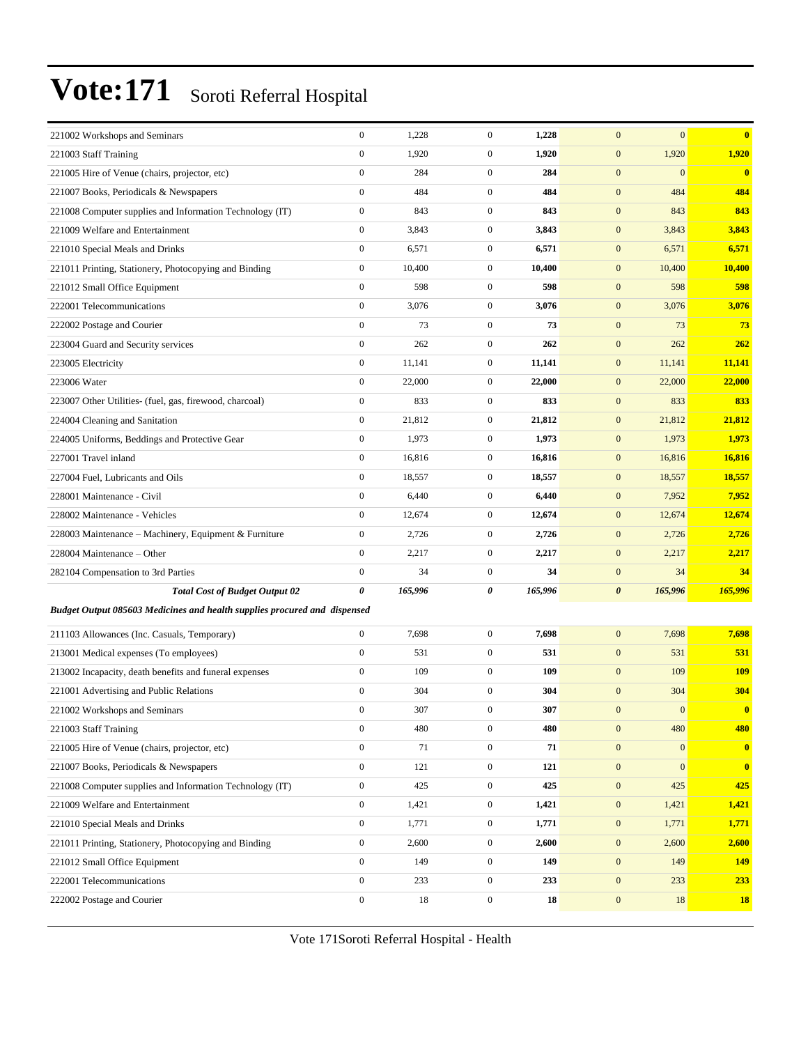# Vote:171 Soroti Referral Hospital

| | | | | | | | |
|---|---|---|---|---|---|---|---|
| 221002 Workshops and Seminars | 0 | 1,228 | 0 | **1,228** | 0 | 0 | **0** |
| 221003 Staff Training | 0 | 1,920 | 0 | **1,920** | 0 | 1,920 | **1,920** |
| 221005 Hire of Venue (chairs, projector, etc) | 0 | 284 | 0 | **284** | 0 | 0 | **0** |
| 221007 Books, Periodicals & Newspapers | 0 | 484 | 0 | **484** | 0 | 484 | **484** |
| 221008 Computer supplies and Information Technology (IT) | 0 | 843 | 0 | **843** | 0 | 843 | **843** |
| 221009 Welfare and Entertainment | 0 | 3,843 | 0 | **3,843** | 0 | 3,843 | **3,843** |
| 221010 Special Meals and Drinks | 0 | 6,571 | 0 | **6,571** | 0 | 6,571 | **6,571** |
| 221011 Printing, Stationery, Photocopying and Binding | 0 | 10,400 | 0 | **10,400** | 0 | 10,400 | **10,400** |
| 221012 Small Office Equipment | 0 | 598 | 0 | **598** | 0 | 598 | **598** |
| 222001 Telecommunications | 0 | 3,076 | 0 | **3,076** | 0 | 3,076 | **3,076** |
| 222002 Postage and Courier | 0 | 73 | 0 | **73** | 0 | 73 | **73** |
| 223004 Guard and Security services | 0 | 262 | 0 | **262** | 0 | 262 | **262** |
| 223005 Electricity | 0 | 11,141 | 0 | **11,141** | 0 | 11,141 | **11,141** |
| 223006 Water | 0 | 22,000 | 0 | **22,000** | 0 | 22,000 | **22,000** |
| 223007 Other Utilities- (fuel, gas, firewood, charcoal) | 0 | 833 | 0 | **833** | 0 | 833 | **833** |
| 224004 Cleaning and Sanitation | 0 | 21,812 | 0 | **21,812** | 0 | 21,812 | **21,812** |
| 224005 Uniforms, Beddings and Protective Gear | 0 | 1,973 | 0 | **1,973** | 0 | 1,973 | **1,973** |
| 227001 Travel inland | 0 | 16,816 | 0 | **16,816** | 0 | 16,816 | **16,816** |
| 227004 Fuel, Lubricants and Oils | 0 | 18,557 | 0 | **18,557** | 0 | 18,557 | **18,557** |
| 228001 Maintenance - Civil | 0 | 6,440 | 0 | **6,440** | 0 | 7,952 | **7,952** |
| 228002 Maintenance - Vehicles | 0 | 12,674 | 0 | **12,674** | 0 | 12,674 | **12,674** |
| 228003 Maintenance – Machinery, Equipment & Furniture | 0 | 2,726 | 0 | **2,726** | 0 | 2,726 | **2,726** |
| 228004 Maintenance – Other | 0 | 2,217 | 0 | **2,217** | 0 | 2,217 | **2,217** |
| 282104 Compensation to 3rd Parties | 0 | 34 | 0 | **34** | 0 | 34 | **34** |
| ***Total Cost of Budget Output 02*** | ***0*** | ***165,996*** | ***0*** | ***165,996*** | ***0*** | ***165,996*** | ***165,996*** |
| ***Budget Output 085603 Medicines and health supplies procured and dispensed*** | | | | | | | |
| 211103 Allowances (Inc. Casuals, Temporary) | 0 | 7,698 | 0 | **7,698** | 0 | 7,698 | **7,698** |
| 213001 Medical expenses (To employees) | 0 | 531 | 0 | **531** | 0 | 531 | **531** |
| 213002 Incapacity, death benefits and funeral expenses | 0 | 109 | 0 | **109** | 0 | 109 | **109** |
| 221001 Advertising and Public Relations | 0 | 304 | 0 | **304** | 0 | 304 | **304** |
| 221002 Workshops and Seminars | 0 | 307 | 0 | **307** | 0 | 0 | **0** |
| 221003 Staff Training | 0 | 480 | 0 | **480** | 0 | 480 | **480** |
| 221005 Hire of Venue (chairs, projector, etc) | 0 | 71 | 0 | **71** | 0 | 0 | **0** |
| 221007 Books, Periodicals & Newspapers | 0 | 121 | 0 | **121** | 0 | 0 | **0** |
| 221008 Computer supplies and Information Technology (IT) | 0 | 425 | 0 | **425** | 0 | 425 | **425** |
| 221009 Welfare and Entertainment | 0 | 1,421 | 0 | **1,421** | 0 | 1,421 | **1,421** |
| 221010 Special Meals and Drinks | 0 | 1,771 | 0 | **1,771** | 0 | 1,771 | **1,771** |
| 221011 Printing, Stationery, Photocopying and Binding | 0 | 2,600 | 0 | **2,600** | 0 | 2,600 | **2,600** |
| 221012 Small Office Equipment | 0 | 149 | 0 | **149** | 0 | 149 | **149** |
| 222001 Telecommunications | 0 | 233 | 0 | **233** | 0 | 233 | **233** |
| 222002 Postage and Courier | 0 | 18 | 0 | **18** | 0 | 18 | **18** |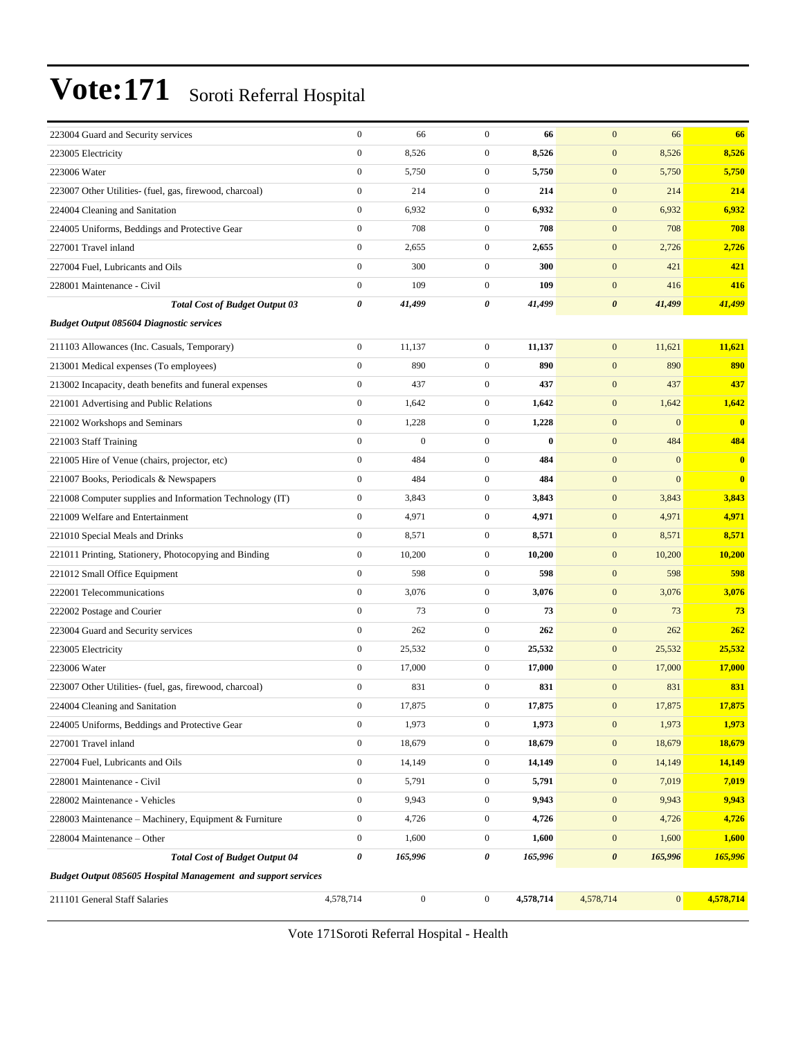# Vote:171 Soroti Referral Hospital

| | | | | | | | |
|---|---|---|---|---|---|---|---|
| 223004 Guard and Security services | 0 | 66 | 0 | **66** | 0 | 66 | **66** |
| 223005 Electricity | 0 | 8,526 | 0 | **8,526** | 0 | 8,526 | **8,526** |
| 223006 Water | 0 | 5,750 | 0 | **5,750** | 0 | 5,750 | **5,750** |
| 223007 Other Utilities- (fuel, gas, firewood, charcoal) | 0 | 214 | 0 | **214** | 0 | 214 | **214** |
| 224004 Cleaning and Sanitation | 0 | 6,932 | 0 | **6,932** | 0 | 6,932 | **6,932** |
| 224005 Uniforms, Beddings and Protective Gear | 0 | 708 | 0 | **708** | 0 | 708 | **708** |
| 227001 Travel inland | 0 | 2,655 | 0 | **2,655** | 0 | 2,726 | **2,726** |
| 227004 Fuel, Lubricants and Oils | 0 | 300 | 0 | **300** | 0 | 421 | **421** |
| 228001 Maintenance - Civil | 0 | 109 | 0 | **109** | 0 | 416 | **416** |
| ***Total Cost of Budget Output 03*** | ***0*** | ***41,499*** | ***0*** | ***41,499*** | ***0*** | ***41,499*** | ***41,499*** |
| ***Budget Output 085604 Diagnostic services*** | | | | | | | |
| 211103 Allowances (Inc. Casuals, Temporary) | 0 | 11,137 | 0 | **11,137** | 0 | 11,621 | **11,621** |
| 213001 Medical expenses (To employees) | 0 | 890 | 0 | **890** | 0 | 890 | **890** |
| 213002 Incapacity, death benefits and funeral expenses | 0 | 437 | 0 | **437** | 0 | 437 | **437** |
| 221001 Advertising and Public Relations | 0 | 1,642 | 0 | **1,642** | 0 | 1,642 | **1,642** |
| 221002 Workshops and Seminars | 0 | 1,228 | 0 | **1,228** | 0 | 0 | **0** |
| 221003 Staff Training | 0 | 0 | 0 | **0** | 0 | 484 | **484** |
| 221005 Hire of Venue (chairs, projector, etc) | 0 | 484 | 0 | **484** | 0 | 0 | **0** |
| 221007 Books, Periodicals & Newspapers | 0 | 484 | 0 | **484** | 0 | 0 | **0** |
| 221008 Computer supplies and Information Technology (IT) | 0 | 3,843 | 0 | **3,843** | 0 | 3,843 | **3,843** |
| 221009 Welfare and Entertainment | 0 | 4,971 | 0 | **4,971** | 0 | 4,971 | **4,971** |
| 221010 Special Meals and Drinks | 0 | 8,571 | 0 | **8,571** | 0 | 8,571 | **8,571** |
| 221011 Printing, Stationery, Photocopying and Binding | 0 | 10,200 | 0 | **10,200** | 0 | 10,200 | **10,200** |
| 221012 Small Office Equipment | 0 | 598 | 0 | **598** | 0 | 598 | **598** |
| 222001 Telecommunications | 0 | 3,076 | 0 | **3,076** | 0 | 3,076 | **3,076** |
| 222002 Postage and Courier | 0 | 73 | 0 | **73** | 0 | 73 | **73** |
| 223004 Guard and Security services | 0 | 262 | 0 | **262** | 0 | 262 | **262** |
| 223005 Electricity | 0 | 25,532 | 0 | **25,532** | 0 | 25,532 | **25,532** |
| 223006 Water | 0 | 17,000 | 0 | **17,000** | 0 | 17,000 | **17,000** |
| 223007 Other Utilities- (fuel, gas, firewood, charcoal) | 0 | 831 | 0 | **831** | 0 | 831 | **831** |
| 224004 Cleaning and Sanitation | 0 | 17,875 | 0 | **17,875** | 0 | 17,875 | **17,875** |
| 224005 Uniforms, Beddings and Protective Gear | 0 | 1,973 | 0 | **1,973** | 0 | 1,973 | **1,973** |
| 227001 Travel inland | 0 | 18,679 | 0 | **18,679** | 0 | 18,679 | **18,679** |
| 227004 Fuel, Lubricants and Oils | 0 | 14,149 | 0 | **14,149** | 0 | 14,149 | **14,149** |
| 228001 Maintenance - Civil | 0 | 5,791 | 0 | **5,791** | 0 | 7,019 | **7,019** |
| 228002 Maintenance - Vehicles | 0 | 9,943 | 0 | **9,943** | 0 | 9,943 | **9,943** |
| 228003 Maintenance – Machinery, Equipment & Furniture | 0 | 4,726 | 0 | **4,726** | 0 | 4,726 | **4,726** |
| 228004 Maintenance – Other | 0 | 1,600 | 0 | **1,600** | 0 | 1,600 | **1,600** |
| ***Total Cost of Budget Output 04*** | ***0*** | ***165,996*** | ***0*** | ***165,996*** | ***0*** | ***165,996*** | ***165,996*** |
| ***Budget Output 085605 Hospital Management and support services*** | | | | | | | |
| 211101 General Staff Salaries | 4,578,714 | 0 | 0 | **4,578,714** | 4,578,714 | 0 | **4,578,714** |

Vote 171Soroti Referral Hospital - Health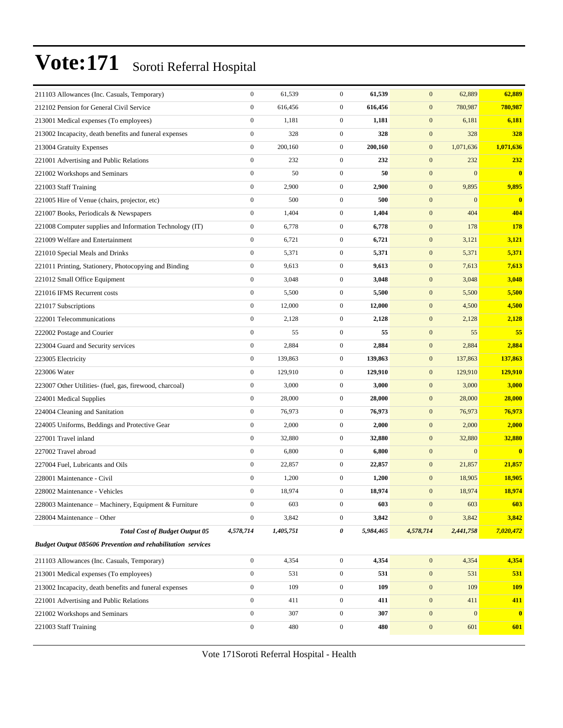# Vote:171 Soroti Referral Hospital

| | | | | | | | |
|---|---|---|---|---|---|---|---|
| 211103 Allowances (Inc. Casuals, Temporary) | 0 | 61,539 | 0 | **61,539** | 0 | 62,889 | **62,889** |
| 212102 Pension for General Civil Service | 0 | 616,456 | 0 | **616,456** | 0 | 780,987 | **780,987** |
| 213001 Medical expenses (To employees) | 0 | 1,181 | 0 | **1,181** | 0 | 6,181 | **6,181** |
| 213002 Incapacity, death benefits and funeral expenses | 0 | 328 | 0 | **328** | 0 | 328 | **328** |
| 213004 Gratuity Expenses | 0 | 200,160 | 0 | **200,160** | 0 | 1,071,636 | **1,071,636** |
| 221001 Advertising and Public Relations | 0 | 232 | 0 | **232** | 0 | 232 | **232** |
| 221002 Workshops and Seminars | 0 | 50 | 0 | **50** | 0 | 0 | **0** |
| 221003 Staff Training | 0 | 2,900 | 0 | **2,900** | 0 | 9,895 | **9,895** |
| 221005 Hire of Venue (chairs, projector, etc) | 0 | 500 | 0 | **500** | 0 | 0 | **0** |
| 221007 Books, Periodicals & Newspapers | 0 | 1,404 | 0 | **1,404** | 0 | 404 | **404** |
| 221008 Computer supplies and Information Technology (IT) | 0 | 6,778 | 0 | **6,778** | 0 | 178 | **178** |
| 221009 Welfare and Entertainment | 0 | 6,721 | 0 | **6,721** | 0 | 3,121 | **3,121** |
| 221010 Special Meals and Drinks | 0 | 5,371 | 0 | **5,371** | 0 | 5,371 | **5,371** |
| 221011 Printing, Stationery, Photocopying and Binding | 0 | 9,613 | 0 | **9,613** | 0 | 7,613 | **7,613** |
| 221012 Small Office Equipment | 0 | 3,048 | 0 | **3,048** | 0 | 3,048 | **3,048** |
| 221016 IFMS Recurrent costs | 0 | 5,500 | 0 | **5,500** | 0 | 5,500 | **5,500** |
| 221017 Subscriptions | 0 | 12,000 | 0 | **12,000** | 0 | 4,500 | **4,500** |
| 222001 Telecommunications | 0 | 2,128 | 0 | **2,128** | 0 | 2,128 | **2,128** |
| 222002 Postage and Courier | 0 | 55 | 0 | **55** | 0 | 55 | **55** |
| 223004 Guard and Security services | 0 | 2,884 | 0 | **2,884** | 0 | 2,884 | **2,884** |
| 223005 Electricity | 0 | 139,863 | 0 | **139,863** | 0 | 137,863 | **137,863** |
| 223006 Water | 0 | 129,910 | 0 | **129,910** | 0 | 129,910 | **129,910** |
| 223007 Other Utilities- (fuel, gas, firewood, charcoal) | 0 | 3,000 | 0 | **3,000** | 0 | 3,000 | **3,000** |
| 224001 Medical Supplies | 0 | 28,000 | 0 | **28,000** | 0 | 28,000 | **28,000** |
| 224004 Cleaning and Sanitation | 0 | 76,973 | 0 | **76,973** | 0 | 76,973 | **76,973** |
| 224005 Uniforms, Beddings and Protective Gear | 0 | 2,000 | 0 | **2,000** | 0 | 2,000 | **2,000** |
| 227001 Travel inland | 0 | 32,880 | 0 | **32,880** | 0 | 32,880 | **32,880** |
| 227002 Travel abroad | 0 | 6,800 | 0 | **6,800** | 0 | 0 | **0** |
| 227004 Fuel, Lubricants and Oils | 0 | 22,857 | 0 | **22,857** | 0 | 21,857 | **21,857** |
| 228001 Maintenance - Civil | 0 | 1,200 | 0 | **1,200** | 0 | 18,905 | **18,905** |
| 228002 Maintenance - Vehicles | 0 | 18,974 | 0 | **18,974** | 0 | 18,974 | **18,974** |
| 228003 Maintenance – Machinery, Equipment & Furniture | 0 | 603 | 0 | **603** | 0 | 603 | **603** |
| 228004 Maintenance – Other | 0 | 3,842 | 0 | **3,842** | 0 | 3,842 | **3,842** |
| ***Total Cost of Budget Output 05*** | ***4,578,714*** | ***1,405,751*** | ***0*** | ***5,984,465*** | ***4,578,714*** | ***2,441,758*** | ***7,020,472*** |
| ***Budget Output 085606 Prevention and rehabilitation services*** | | | | | | | |
| 211103 Allowances (Inc. Casuals, Temporary) | 0 | 4,354 | 0 | **4,354** | 0 | 4,354 | **4,354** |
| 213001 Medical expenses (To employees) | 0 | 531 | 0 | **531** | 0 | 531 | **531** |
| 213002 Incapacity, death benefits and funeral expenses | 0 | 109 | 0 | **109** | 0 | 109 | **109** |
| 221001 Advertising and Public Relations | 0 | 411 | 0 | **411** | 0 | 411 | **411** |
| 221002 Workshops and Seminars | 0 | 307 | 0 | **307** | 0 | 0 | **0** |
| 221003 Staff Training | 0 | 480 | 0 | **480** | 0 | 601 | **601** |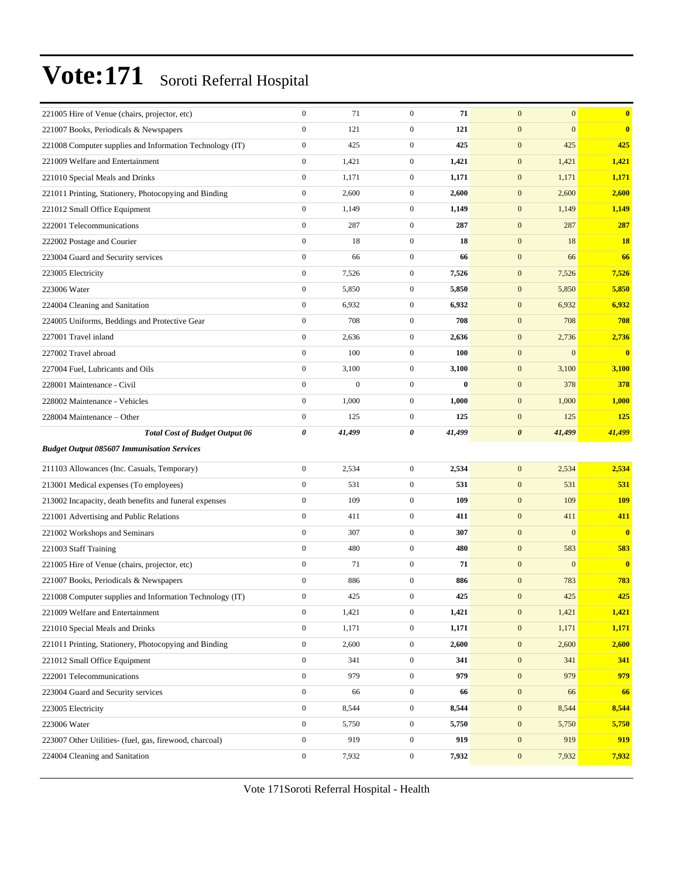# Vote:171 Soroti Referral Hospital

| | | | | | | | |
|---|---|---|---|---|---|---|---|
| 221005 Hire of Venue (chairs, projector, etc) | 0 | 71 | 0 | **71** | 0 | 0 | **0** |
| 221007 Books, Periodicals & Newspapers | 0 | 121 | 0 | **121** | 0 | 0 | **0** |
| 221008 Computer supplies and Information Technology (IT) | 0 | 425 | 0 | **425** | 0 | 425 | **425** |
| 221009 Welfare and Entertainment | 0 | 1,421 | 0 | **1,421** | 0 | 1,421 | **1,421** |
| 221010 Special Meals and Drinks | 0 | 1,171 | 0 | **1,171** | 0 | 1,171 | **1,171** |
| 221011 Printing, Stationery, Photocopying and Binding | 0 | 2,600 | 0 | **2,600** | 0 | 2,600 | **2,600** |
| 221012 Small Office Equipment | 0 | 1,149 | 0 | **1,149** | 0 | 1,149 | **1,149** |
| 222001 Telecommunications | 0 | 287 | 0 | **287** | 0 | 287 | **287** |
| 222002 Postage and Courier | 0 | 18 | 0 | **18** | 0 | 18 | **18** |
| 223004 Guard and Security services | 0 | 66 | 0 | **66** | 0 | 66 | **66** |
| 223005 Electricity | 0 | 7,526 | 0 | **7,526** | 0 | 7,526 | **7,526** |
| 223006 Water | 0 | 5,850 | 0 | **5,850** | 0 | 5,850 | **5,850** |
| 224004 Cleaning and Sanitation | 0 | 6,932 | 0 | **6,932** | 0 | 6,932 | **6,932** |
| 224005 Uniforms, Beddings and Protective Gear | 0 | 708 | 0 | **708** | 0 | 708 | **708** |
| 227001 Travel inland | 0 | 2,636 | 0 | **2,636** | 0 | 2,736 | **2,736** |
| 227002 Travel abroad | 0 | 100 | 0 | **100** | 0 | 0 | **0** |
| 227004 Fuel, Lubricants and Oils | 0 | 3,100 | 0 | **3,100** | 0 | 3,100 | **3,100** |
| 228001 Maintenance - Civil | 0 | 0 | 0 | **0** | 0 | 378 | **378** |
| 228002 Maintenance - Vehicles | 0 | 1,000 | 0 | **1,000** | 0 | 1,000 | **1,000** |
| 228004 Maintenance – Other | 0 | 125 | 0 | **125** | 0 | 125 | **125** |
| ***Total Cost of Budget Output 06*** | ***0*** | ***41,499*** | ***0*** | ***41,499*** | ***0*** | ***41,499*** | ***41,499*** |
| ***Budget Output 085607 Immunisation Services*** | | | | | | | |
| 211103 Allowances (Inc. Casuals, Temporary) | 0 | 2,534 | 0 | **2,534** | 0 | 2,534 | **2,534** |
| 213001 Medical expenses (To employees) | 0 | 531 | 0 | **531** | 0 | 531 | **531** |
| 213002 Incapacity, death benefits and funeral expenses | 0 | 109 | 0 | **109** | 0 | 109 | **109** |
| 221001 Advertising and Public Relations | 0 | 411 | 0 | **411** | 0 | 411 | **411** |
| 221002 Workshops and Seminars | 0 | 307 | 0 | **307** | 0 | 0 | **0** |
| 221003 Staff Training | 0 | 480 | 0 | **480** | 0 | 583 | **583** |
| 221005 Hire of Venue (chairs, projector, etc) | 0 | 71 | 0 | **71** | 0 | 0 | **0** |
| 221007 Books, Periodicals & Newspapers | 0 | 886 | 0 | **886** | 0 | 783 | **783** |
| 221008 Computer supplies and Information Technology (IT) | 0 | 425 | 0 | **425** | 0 | 425 | **425** |
| 221009 Welfare and Entertainment | 0 | 1,421 | 0 | **1,421** | 0 | 1,421 | **1,421** |
| 221010 Special Meals and Drinks | 0 | 1,171 | 0 | **1,171** | 0 | 1,171 | **1,171** |
| 221011 Printing, Stationery, Photocopying and Binding | 0 | 2,600 | 0 | **2,600** | 0 | 2,600 | **2,600** |
| 221012 Small Office Equipment | 0 | 341 | 0 | **341** | 0 | 341 | **341** |
| 222001 Telecommunications | 0 | 979 | 0 | **979** | 0 | 979 | **979** |
| 223004 Guard and Security services | 0 | 66 | 0 | **66** | 0 | 66 | **66** |
| 223005 Electricity | 0 | 8,544 | 0 | **8,544** | 0 | 8,544 | **8,544** |
| 223006 Water | 0 | 5,750 | 0 | **5,750** | 0 | 5,750 | **5,750** |
| 223007 Other Utilities- (fuel, gas, firewood, charcoal) | 0 | 919 | 0 | **919** | 0 | 919 | **919** |
| 224004 Cleaning and Sanitation | 0 | 7,932 | 0 | **7,932** | 0 | 7,932 | **7,932** |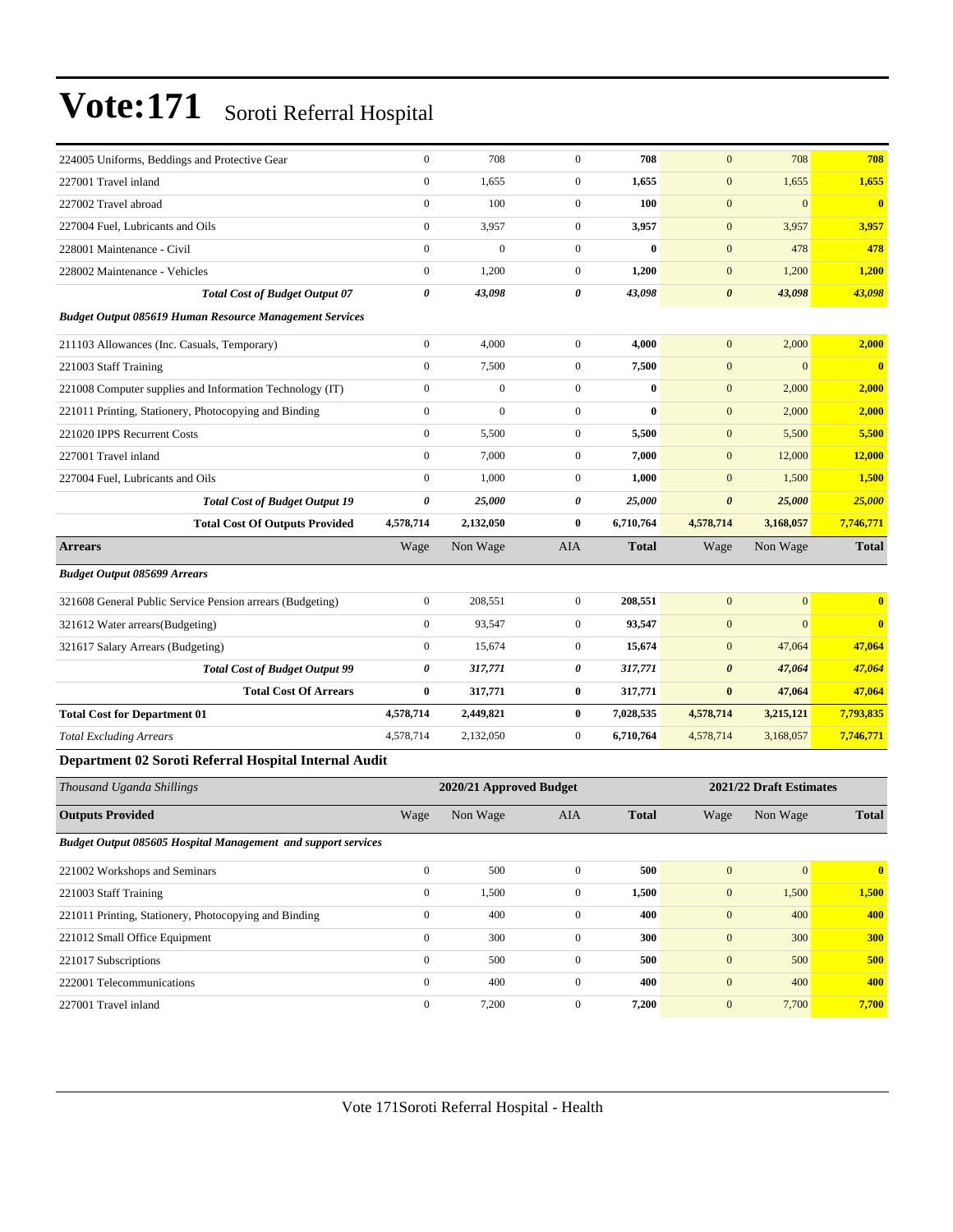# Vote:171 Soroti Referral Hospital

| | | | | | | | |
|---|---|---|---|---|---|---|---|
| 224005 Uniforms, Beddings and Protective Gear | 0 | 708 | 0 | **708** | 0 | 708 | **708** |
| 227001 Travel inland | 0 | 1,655 | 0 | **1,655** | 0 | 1,655 | **1,655** |
| 227002 Travel abroad | 0 | 100 | 0 | **100** | 0 | 0 | **0** |
| 227004 Fuel, Lubricants and Oils | 0 | 3,957 | 0 | **3,957** | 0 | 3,957 | **3,957** |
| 228001 Maintenance - Civil | 0 | 0 | 0 | **0** | 0 | 478 | **478** |
| 228002 Maintenance - Vehicles | 0 | 1,200 | 0 | **1,200** | 0 | 1,200 | **1,200** |
| ***Total Cost of Budget Output 07*** | ***0*** | ***43,098*** | ***0*** | ***43,098*** | ***0*** | ***43,098*** | ***43,098*** |
| ***Budget Output 085619 Human Resource Management Services*** | | | | | | | |
| 211103 Allowances (Inc. Casuals, Temporary) | 0 | 4,000 | 0 | **4,000** | 0 | 2,000 | **2,000** |
| 221003 Staff Training | 0 | 7,500 | 0 | **7,500** | 0 | 0 | **0** |
| 221008 Computer supplies and Information Technology (IT) | 0 | 0 | 0 | **0** | 0 | 2,000 | **2,000** |
| 221011 Printing, Stationery, Photocopying and Binding | 0 | 0 | 0 | **0** | 0 | 2,000 | **2,000** |
| 221020 IPPS Recurrent Costs | 0 | 5,500 | 0 | **5,500** | 0 | 5,500 | **5,500** |
| 227001 Travel inland | 0 | 7,000 | 0 | **7,000** | 0 | 12,000 | **12,000** |
| 227004 Fuel, Lubricants and Oils | 0 | 1,000 | 0 | **1,000** | 0 | 1,500 | **1,500** |
| ***Total Cost of Budget Output 19*** | ***0*** | ***25,000*** | ***0*** | ***25,000*** | ***0*** | ***25,000*** | ***25,000*** |
| **Total Cost Of Outputs Provided** | **4,578,714** | **2,132,050** | **0** | **6,710,764** | **4,578,714** | **3,168,057** | **7,746,771** |
| **Arrears** | Wage | Non Wage | AIA | **Total** | Wage | Non Wage | **Total** |
| ***Budget Output 085699 Arrears*** | | | | | | | |
| 321608 General Public Service Pension arrears (Budgeting) | 0 | 208,551 | 0 | **208,551** | 0 | 0 | **0** |
| 321612 Water arrears(Budgeting) | 0 | 93,547 | 0 | **93,547** | 0 | 0 | **0** |
| 321617 Salary Arrears (Budgeting) | 0 | 15,674 | 0 | **15,674** | 0 | 47,064 | **47,064** |
| ***Total Cost of Budget Output 99*** | ***0*** | ***317,771*** | ***0*** | ***317,771*** | ***0*** | ***47,064*** | ***47,064*** |
| **Total Cost Of Arrears** | **0** | **317,771** | **0** | **317,771** | **0** | **47,064** | **47,064** |
| **Total Cost for Department 01** | **4,578,714** | **2,449,821** | **0** | **7,028,535** | **4,578,714** | **3,215,121** | **7,793,835** |
| *Total Excluding Arrears* | 4,578,714 | 2,132,050 | 0 | **6,710,764** | 4,578,714 | 3,168,057 | **7,746,771** |

**Department 02 Soroti Referral Hospital Internal Audit**

| *Thousand Uganda Shillings* | 2020/21 Approved Budget | | | | 2021/22 Draft Estimates | | |
|---|---|---|---|---|---|---|---|
| **Outputs Provided** | Wage | Non Wage | AIA | **Total** | Wage | Non Wage | **Total** |
| ***Budget Output 085605 Hospital Management and support services*** | | | | | | | |
| 221002 Workshops and Seminars | 0 | 500 | 0 | **500** | 0 | 0 | **0** |
| 221003 Staff Training | 0 | 1,500 | 0 | **1,500** | 0 | 1,500 | **1,500** |
| 221011 Printing, Stationery, Photocopying and Binding | 0 | 400 | 0 | **400** | 0 | 400 | **400** |
| 221012 Small Office Equipment | 0 | 300 | 0 | **300** | 0 | 300 | **300** |
| 221017 Subscriptions | 0 | 500 | 0 | **500** | 0 | 500 | **500** |
| 222001 Telecommunications | 0 | 400 | 0 | **400** | 0 | 400 | **400** |
| 227001 Travel inland | 0 | 7,200 | 0 | **7,200** | 0 | 7,700 | **7,700** |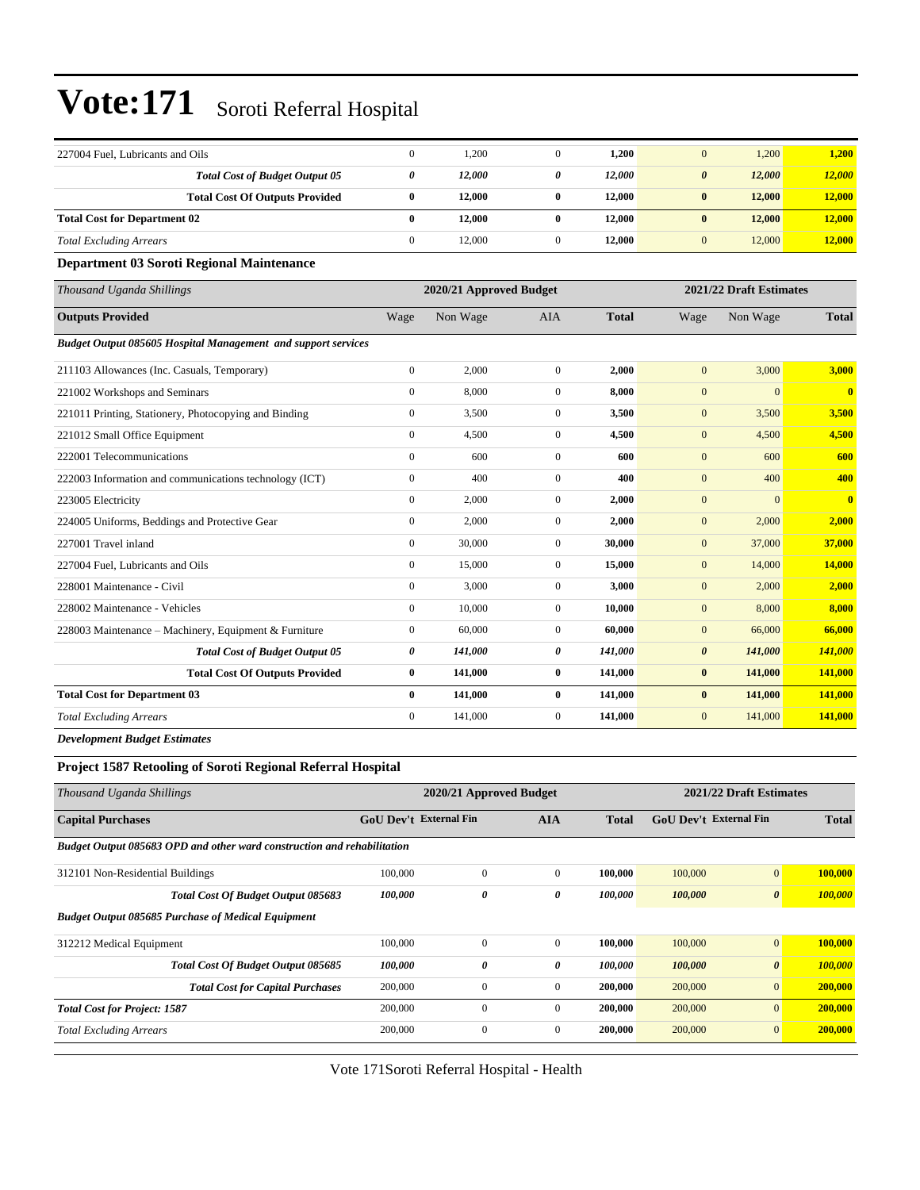| | | | | | | | |
|---|---|---|---|---|---|---|---|
| 227004 Fuel, Lubricants and Oils | 0 | 1,200 | 0 | **1,200** | 0 | 1,200 | **1,200** |
| ***Total Cost of Budget Output 05*** | ***0*** | ***12,000*** | ***0*** | ***12,000*** | ***0*** | ***12,000*** | ***12,000*** |
| **Total Cost Of Outputs Provided** | **0** | **12,000** | **0** | **12,000** | **0** | **12,000** | **12,000** |
| **Total Cost for Department 02** | **0** | **12,000** | **0** | **12,000** | **0** | **12,000** | **12,000** |
| *Total Excluding Arrears* | 0 | 12,000 | 0 | **12,000** | 0 | 12,000 | **12,000** |

### Department 03 Soroti Regional Maintenance

| *Thousand Uganda Shillings* | 2020/21 Approved Budget | | | | 2021/22 Draft Estimates | | |
|---|---|---|---|---|---|---|---|
| **Outputs Provided** | Wage | Non Wage | AIA | **Total** | Wage | Non Wage | **Total** |
| ***Budget Output 085605 Hospital Management and support services*** | | | | | | | |
| 211103 Allowances (Inc. Casuals, Temporary) | 0 | 2,000 | 0 | **2,000** | 0 | 3,000 | **3,000** |
| 221002 Workshops and Seminars | 0 | 8,000 | 0 | **8,000** | 0 | 0 | **0** |
| 221011 Printing, Stationery, Photocopying and Binding | 0 | 3,500 | 0 | **3,500** | 0 | 3,500 | **3,500** |
| 221012 Small Office Equipment | 0 | 4,500 | 0 | **4,500** | 0 | 4,500 | **4,500** |
| 222001 Telecommunications | 0 | 600 | 0 | **600** | 0 | 600 | **600** |
| 222003 Information and communications technology (ICT) | 0 | 400 | 0 | **400** | 0 | 400 | **400** |
| 223005 Electricity | 0 | 2,000 | 0 | **2,000** | 0 | 0 | **0** |
| 224005 Uniforms, Beddings and Protective Gear | 0 | 2,000 | 0 | **2,000** | 0 | 2,000 | **2,000** |
| 227001 Travel inland | 0 | 30,000 | 0 | **30,000** | 0 | 37,000 | **37,000** |
| 227004 Fuel, Lubricants and Oils | 0 | 15,000 | 0 | **15,000** | 0 | 14,000 | **14,000** |
| 228001 Maintenance - Civil | 0 | 3,000 | 0 | **3,000** | 0 | 2,000 | **2,000** |
| 228002 Maintenance - Vehicles | 0 | 10,000 | 0 | **10,000** | 0 | 8,000 | **8,000** |
| 228003 Maintenance – Machinery, Equipment & Furniture | 0 | 60,000 | 0 | **60,000** | 0 | 66,000 | **66,000** |
| ***Total Cost of Budget Output 05*** | ***0*** | ***141,000*** | ***0*** | ***141,000*** | ***0*** | ***141,000*** | ***141,000*** |
| **Total Cost Of Outputs Provided** | **0** | **141,000** | **0** | **141,000** | **0** | **141,000** | **141,000** |
| **Total Cost for Department 03** | **0** | **141,000** | **0** | **141,000** | **0** | **141,000** | **141,000** |
| *Total Excluding Arrears* | 0 | 141,000 | 0 | **141,000** | 0 | 141,000 | **141,000** |

***Development Budget Estimates***

### Project 1587 Retooling of Soroti Regional Referral Hospital

| *Thousand Uganda Shillings* | 2020/21 Approved Budget | | | | 2021/22 Draft Estimates | | |
|---|---|---|---|---|---|---|---|
| **Capital Purchases** | **GoU Dev't** | **External Fin** | **AIA** | **Total** | **GoU Dev't** | **External Fin** | **Total** |
| ***Budget Output 085683 OPD and other ward construction and rehabilitation*** | | | | | | | |
| 312101 Non-Residential Buildings | 100,000 | 0 | 0 | **100,000** | 100,000 | 0 | **100,000** |
| ***Total Cost Of Budget Output 085683*** | ***100,000*** | ***0*** | ***0*** | ***100,000*** | ***100,000*** | ***0*** | ***100,000*** |
| ***Budget Output 085685 Purchase of Medical Equipment*** | | | | | | | |
| 312212 Medical Equipment | 100,000 | 0 | 0 | **100,000** | 100,000 | 0 | **100,000** |
| ***Total Cost Of Budget Output 085685*** | ***100,000*** | ***0*** | ***0*** | ***100,000*** | ***100,000*** | ***0*** | ***100,000*** |
| ***Total Cost for Capital Purchases*** | 200,000 | 0 | 0 | **200,000** | 200,000 | 0 | **200,000** |
| ***Total Cost for Project: 1587*** | 200,000 | 0 | 0 | **200,000** | 200,000 | 0 | **200,000** |
| *Total Excluding Arrears* | 200,000 | 0 | 0 | **200,000** | 200,000 | 0 | **200,000** |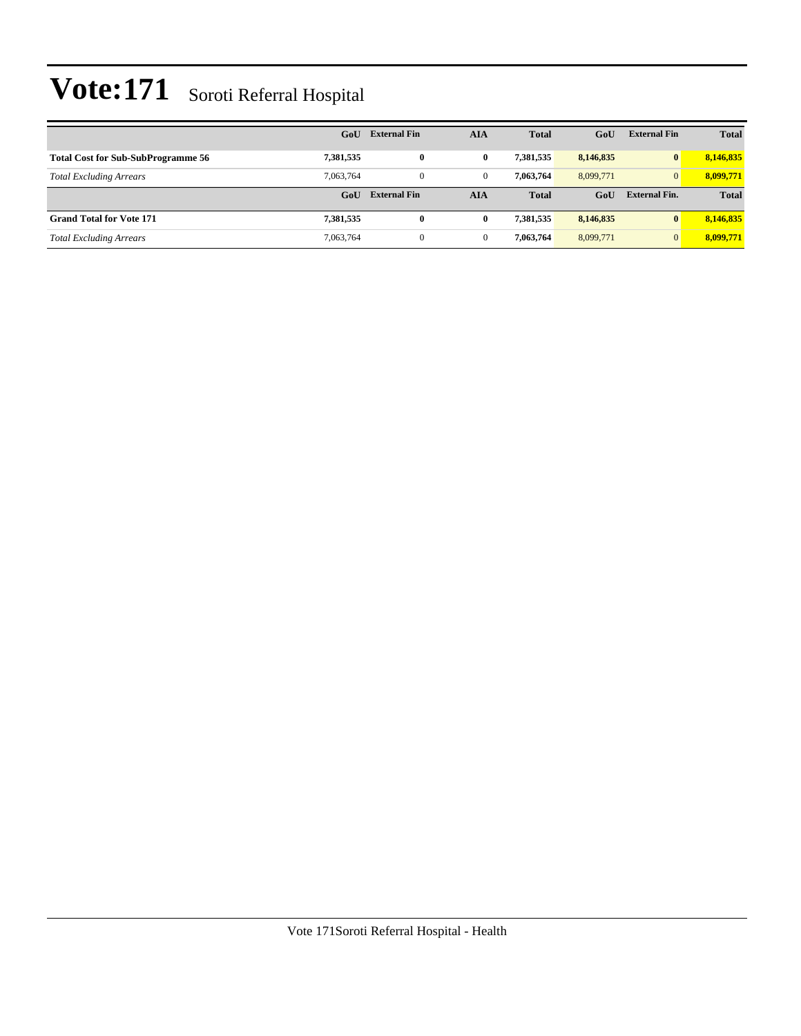# Vote:171 Soroti Referral Hospital

| | GoU | External Fin | AIA | Total | GoU | External Fin | Total |
|---|---|---|---|---|---|---|---|
| **Total Cost for Sub-SubProgramme 56** | **7,381,535** | **0** | **0** | **7,381,535** | **8,146,835** | **0** | **8,146,835** |
| *Total Excluding Arrears* | 7,063,764 | 0 | 0 | **7,063,764** | 8,099,771 | 0 | **8,099,771** |
| | **GoU** | **External Fin** | **AIA** | **Total** | **GoU** | **External Fin.** | **Total** |
| **Grand Total for Vote 171** | **7,381,535** | **0** | **0** | **7,381,535** | **8,146,835** | **0** | **8,146,835** |
| *Total Excluding Arrears* | 7,063,764 | 0 | 0 | **7,063,764** | 8,099,771 | 0 | **8,099,771** |